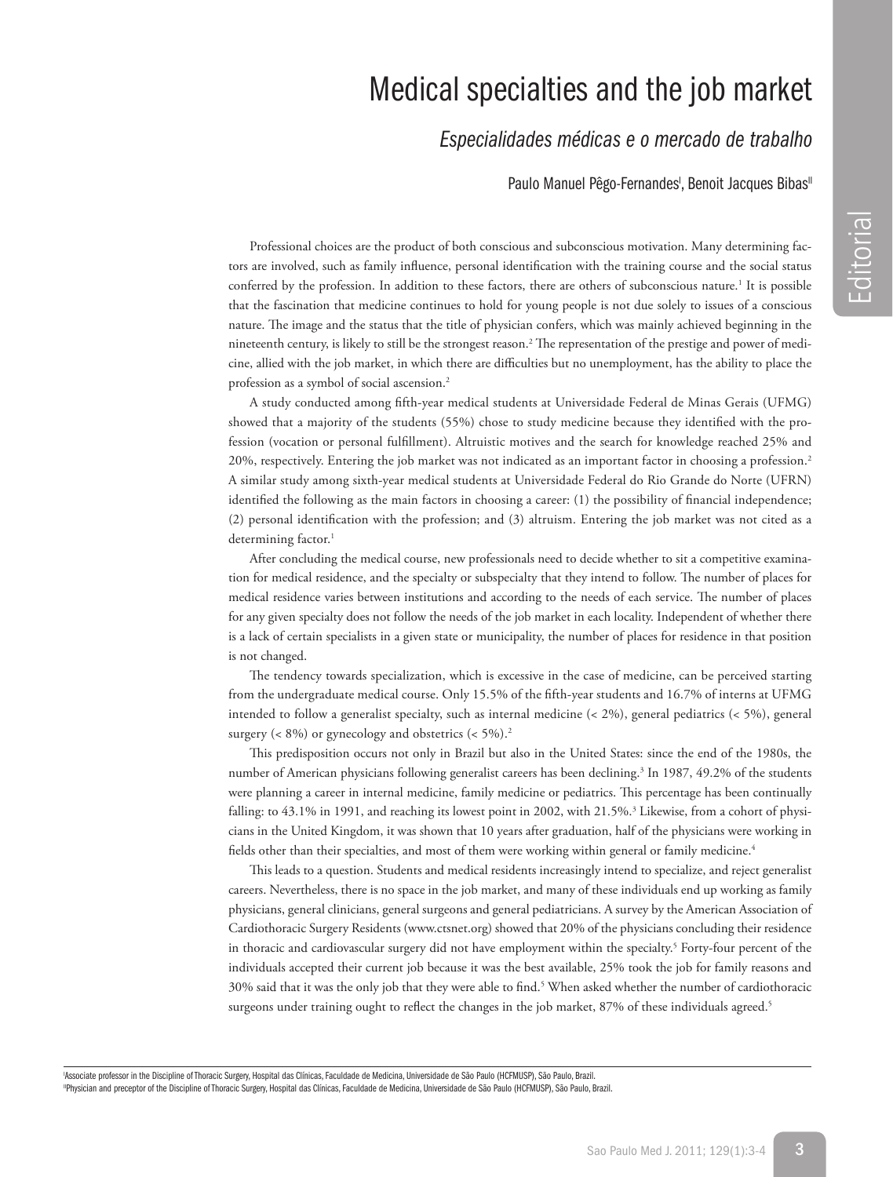# Medical specialties and the job market

## *Especialidades médicas e o mercado de trabalho*

Paulo Manuel Pêgo-Fernandes[I], Benoit Jacques Bibas[II]

Professional choices are the product of both conscious and subconscious motivation. Many determining factors are involved, such as family influence, personal identification with the training course and the social status conferred by the profession. In addition to these factors, there are others of subconscious nature.[1] It is possible that the fascination that medicine continues to hold for young people is not due solely to issues of a conscious nature. The image and the status that the title of physician confers, which was mainly achieved beginning in the nineteenth century, is likely to still be the strongest reason.[2] The representation of the prestige and power of medicine, allied with the job market, in which there are difficulties but no unemployment, has the ability to place the profession as a symbol of social ascension.[2]

A study conducted among fifth-year medical students at Universidade Federal de Minas Gerais (UFMG) showed that a majority of the students (55%) chose to study medicine because they identified with the profession (vocation or personal fulfillment). Altruistic motives and the search for knowledge reached 25% and 20%, respectively. Entering the job market was not indicated as an important factor in choosing a profession.[2] A similar study among sixth-year medical students at Universidade Federal do Rio Grande do Norte (UFRN) identified the following as the main factors in choosing a career: (1) the possibility of financial independence; (2) personal identification with the profession; and (3) altruism. Entering the job market was not cited as a determining factor.[1]

After concluding the medical course, new professionals need to decide whether to sit a competitive examination for medical residence, and the specialty or subspecialty that they intend to follow. The number of places for medical residence varies between institutions and according to the needs of each service. The number of places for any given specialty does not follow the needs of the job market in each locality. Independent of whether there is a lack of certain specialists in a given state or municipality, the number of places for residence in that position is not changed.

The tendency towards specialization, which is excessive in the case of medicine, can be perceived starting from the undergraduate medical course. Only 15.5% of the fifth-year students and 16.7% of interns at UFMG intended to follow a generalist specialty, such as internal medicine (< 2%), general pediatrics (< 5%), general surgery (< 8%) or gynecology and obstetrics (< 5%).[2]

This predisposition occurs not only in Brazil but also in the United States: since the end of the 1980s, the number of American physicians following generalist careers has been declining.[3] In 1987, 49.2% of the students were planning a career in internal medicine, family medicine or pediatrics. This percentage has been continually falling: to 43.1% in 1991, and reaching its lowest point in 2002, with 21.5%.[3] Likewise, from a cohort of physicians in the United Kingdom, it was shown that 10 years after graduation, half of the physicians were working in fields other than their specialties, and most of them were working within general or family medicine.[4]

This leads to a question. Students and medical residents increasingly intend to specialize, and reject generalist careers. Nevertheless, there is no space in the job market, and many of these individuals end up working as family physicians, general clinicians, general surgeons and general pediatricians. A survey by the American Association of Cardiothoracic Surgery Residents (www.ctsnet.org) showed that 20% of the physicians concluding their residence in thoracic and cardiovascular surgery did not have employment within the specialty.[5] Forty-four percent of the individuals accepted their current job because it was the best available, 25% took the job for family reasons and 30% said that it was the only job that they were able to find.[5] When asked whether the number of cardiothoracic surgeons under training ought to reflect the changes in the job market, 87% of these individuals agreed.[5]

---

[I] Associate professor in the Discipline of Thoracic Surgery, Hospital das Clínicas, Faculdade de Medicina, Universidade de São Paulo (HCFMUSP), São Paulo, Brazil.

[II] Physician and preceptor of the Discipline of Thoracic Surgery, Hospital das Clínicas, Faculdade de Medicina, Universidade de São Paulo (HCFMUSP), São Paulo, Brazil.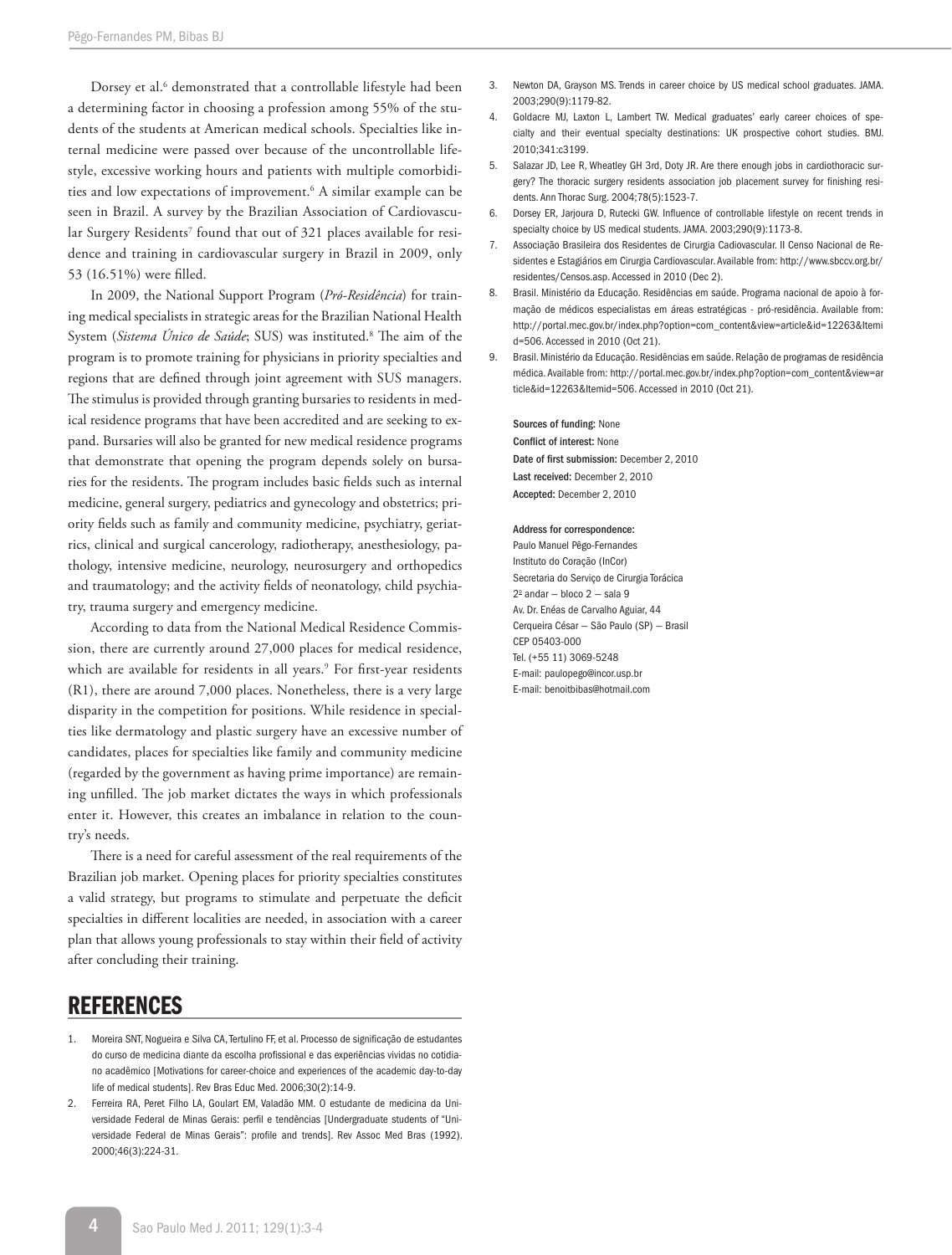Dorsey et al.[6] demonstrated that a controllable lifestyle had been a determining factor in choosing a profession among 55% of the students of the students at American medical schools. Specialties like internal medicine were passed over because of the uncontrollable lifestyle, excessive working hours and patients with multiple comorbidities and low expectations of improvement.[6] A similar example can be seen in Brazil. A survey by the Brazilian Association of Cardiovascular Surgery Residents[7] found that out of 321 places available for residence and training in cardiovascular surgery in Brazil in 2009, only 53 (16.51%) were filled.

In 2009, the National Support Program (*Pró-Residência*) for training medical specialists in strategic areas for the Brazilian National Health System (*Sistema Único de Saúde*; SUS) was instituted.[8] The aim of the program is to promote training for physicians in priority specialties and regions that are defined through joint agreement with SUS managers. The stimulus is provided through granting bursaries to residents in medical residence programs that have been accredited and are seeking to expand. Bursaries will also be granted for new medical residence programs that demonstrate that opening the program depends solely on bursaries for the residents. The program includes basic fields such as internal medicine, general surgery, pediatrics and gynecology and obstetrics; priority fields such as family and community medicine, psychiatry, geriatrics, clinical and surgical cancerology, radiotherapy, anesthesiology, pathology, intensive medicine, neurology, neurosurgery and orthopedics and traumatology; and the activity fields of neonatology, child psychiatry, trauma surgery and emergency medicine.

According to data from the National Medical Residence Commission, there are currently around 27,000 places for medical residence, which are available for residents in all years.[9] For first-year residents (R1), there are around 7,000 places. Nonetheless, there is a very large disparity in the competition for positions. While residence in specialties like dermatology and plastic surgery have an excessive number of candidates, places for specialties like family and community medicine (regarded by the government as having prime importance) are remaining unfilled. The job market dictates the ways in which professionals enter it. However, this creates an imbalance in relation to the country's needs.

There is a need for careful assessment of the real requirements of the Brazilian job market. Opening places for priority specialties constitutes a valid strategy, but programs to stimulate and perpetuate the deficit specialties in different localities are needed, in association with a career plan that allows young professionals to stay within their field of activity after concluding their training.

## REFERENCES

1. Moreira SNT, Nogueira e Silva CA, Tertulino FF, et al. Processo de significação de estudantes do curso de medicina diante da escolha profissional e das experiências vividas no cotidiano acadêmico [Motivations for career-choice and experiences of the academic day-to-day life of medical students]. Rev Bras Educ Med. 2006;30(2):14-9.
2. Ferreira RA, Peret Filho LA, Goulart EM, Valadão MM. O estudante de medicina da Universidade Federal de Minas Gerais: perfil e tendências [Undergraduate students of "Universidade Federal de Minas Gerais": profile and trends]. Rev Assoc Med Bras (1992). 2000;46(3):224-31.
3. Newton DA, Grayson MS. Trends in career choice by US medical school graduates. JAMA. 2003;290(9):1179-82.
4. Goldacre MJ, Laxton L, Lambert TW. Medical graduates' early career choices of specialty and their eventual specialty destinations: UK prospective cohort studies. BMJ. 2010;341:c3199.
5. Salazar JD, Lee R, Wheatley GH 3rd, Doty JR. Are there enough jobs in cardiothoracic surgery? The thoracic surgery residents association job placement survey for finishing residents. Ann Thorac Surg. 2004;78(5):1523-7.
6. Dorsey ER, Jarjoura D, Rutecki GW. Influence of controllable lifestyle on recent trends in specialty choice by US medical students. JAMA. 2003;290(9):1173-8.
7. Associação Brasileira dos Residentes de Cirurgia Cadiovascular. II Censo Nacional de Residentes e Estagiários em Cirurgia Cardiovascular. Available from: http://www.sbccv.org.br/residentes/Censos.asp. Accessed in 2010 (Dec 2).
8. Brasil. Ministério da Educação. Residências em saúde. Programa nacional de apoio à formação de médicos especialistas em áreas estratégicas - pró-residência. Available from: http://portal.mec.gov.br/index.php?option=com_content&view=article&id=12263&Itemid=506. Accessed in 2010 (Oct 21).
9. Brasil. Ministério da Educação. Residências em saúde. Relação de programas de residência médica. Available from: http://portal.mec.gov.br/index.php?option=com_content&view=article&id=12263&Itemid=506. Accessed in 2010 (Oct 21).

**Sources of funding:** None
**Conflict of interest:** None
**Date of first submission:** December 2, 2010
**Last received:** December 2, 2010
**Accepted:** December 2, 2010

**Address for correspondence:**
Paulo Manuel Pêgo-Fernandes
Instituto do Coração (InCor)
Secretaria do Serviço de Cirurgia Torácica
2º andar — bloco 2 — sala 9
Av. Dr. Enéas de Carvalho Aguiar, 44
Cerqueira César — São Paulo (SP) — Brasil
CEP 05403-000
Tel. (+55 11) 3069-5248
E-mail: paulopego@incor.usp.br
E-mail: benoitbibas@hotmail.com